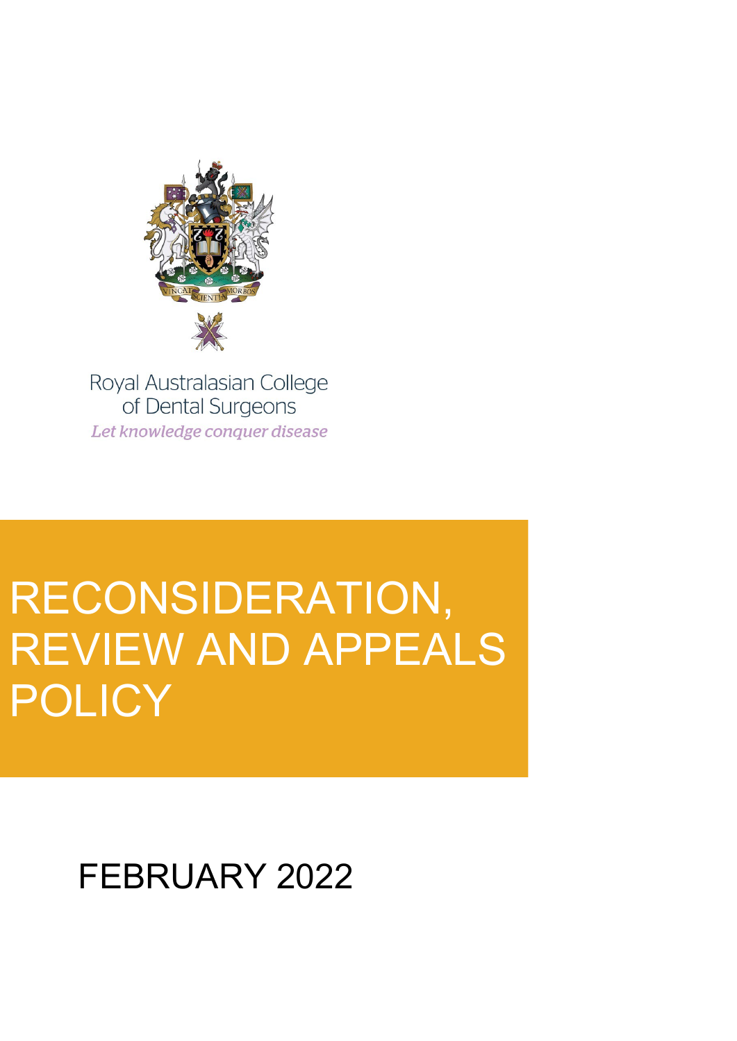Royal Australasian College of Dental Surgeons

*Let knowledge conquer disease*

# RECONSIDERATION, REVIEW AND APPEALS POLICY

FEBRUARY 2022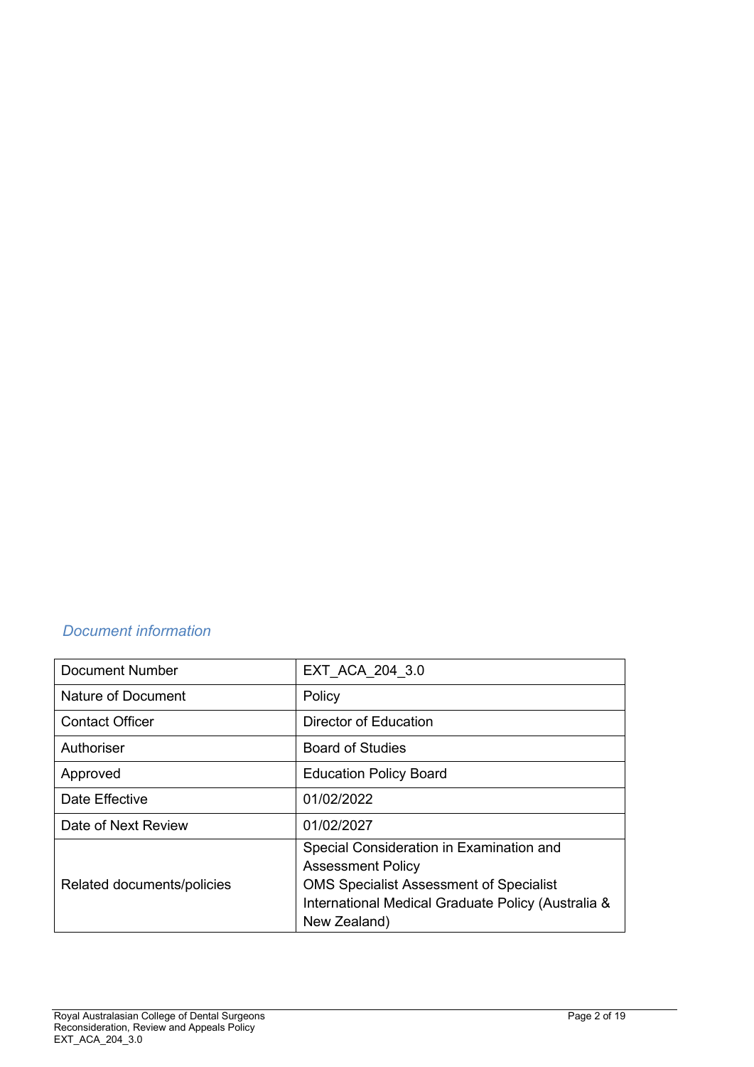*Document information*

| Document Number | EXT_ACA_204_3.0 |
|---|---|
| Nature of Document | Policy |
| Contact Officer | Director of Education |
| Authoriser | Board of Studies |
| Approved | Education Policy Board |
| Date Effective | 01/02/2022 |
| Date of Next Review | 01/02/2027 |
| Related documents/policies | Special Consideration in Examination and Assessment Policy<br>OMS Specialist Assessment of Specialist International Medical Graduate Policy (Australia & New Zealand) |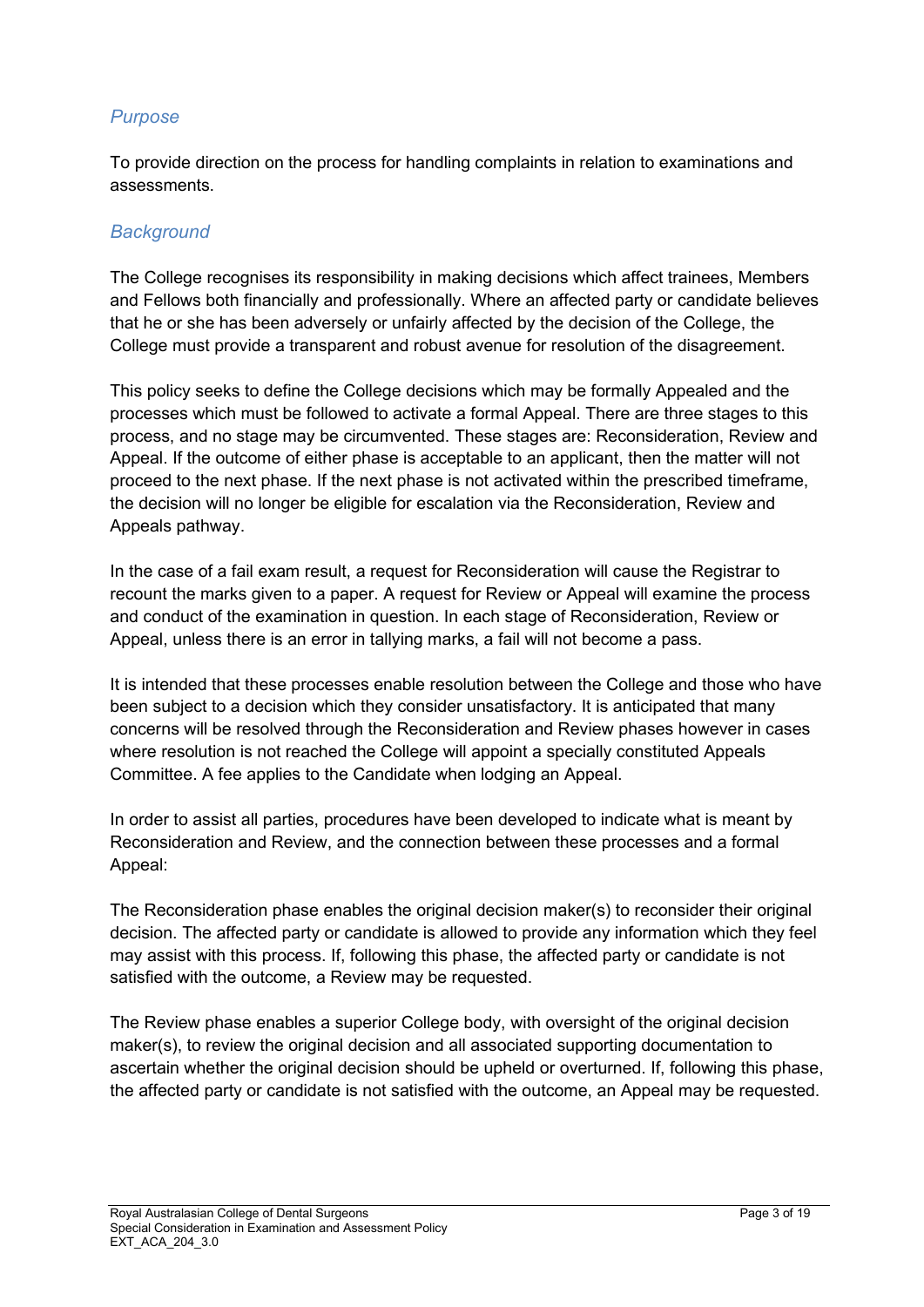## *Purpose*

To provide direction on the process for handling complaints in relation to examinations and assessments.

## *Background*

The College recognises its responsibility in making decisions which affect trainees, Members and Fellows both financially and professionally. Where an affected party or candidate believes that he or she has been adversely or unfairly affected by the decision of the College, the College must provide a transparent and robust avenue for resolution of the disagreement.

This policy seeks to define the College decisions which may be formally Appealed and the processes which must be followed to activate a formal Appeal. There are three stages to this process, and no stage may be circumvented. These stages are: Reconsideration, Review and Appeal. If the outcome of either phase is acceptable to an applicant, then the matter will not proceed to the next phase. If the next phase is not activated within the prescribed timeframe, the decision will no longer be eligible for escalation via the Reconsideration, Review and Appeals pathway.

In the case of a fail exam result, a request for Reconsideration will cause the Registrar to recount the marks given to a paper. A request for Review or Appeal will examine the process and conduct of the examination in question. In each stage of Reconsideration, Review or Appeal, unless there is an error in tallying marks, a fail will not become a pass.

It is intended that these processes enable resolution between the College and those who have been subject to a decision which they consider unsatisfactory. It is anticipated that many concerns will be resolved through the Reconsideration and Review phases however in cases where resolution is not reached the College will appoint a specially constituted Appeals Committee. A fee applies to the Candidate when lodging an Appeal.

In order to assist all parties, procedures have been developed to indicate what is meant by Reconsideration and Review, and the connection between these processes and a formal Appeal:

The Reconsideration phase enables the original decision maker(s) to reconsider their original decision. The affected party or candidate is allowed to provide any information which they feel may assist with this process. If, following this phase, the affected party or candidate is not satisfied with the outcome, a Review may be requested.

The Review phase enables a superior College body, with oversight of the original decision maker(s), to review the original decision and all associated supporting documentation to ascertain whether the original decision should be upheld or overturned. If, following this phase, the affected party or candidate is not satisfied with the outcome, an Appeal may be requested.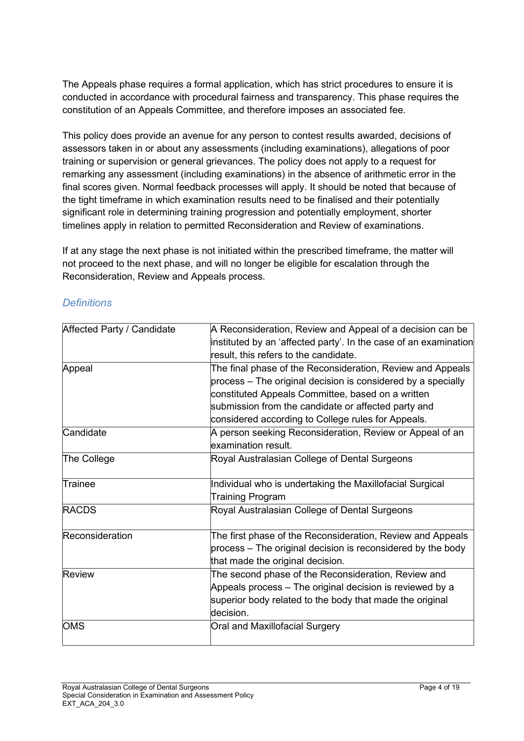The Appeals phase requires a formal application, which has strict procedures to ensure it is conducted in accordance with procedural fairness and transparency. This phase requires the constitution of an Appeals Committee, and therefore imposes an associated fee.

This policy does provide an avenue for any person to contest results awarded, decisions of assessors taken in or about any assessments (including examinations), allegations of poor training or supervision or general grievances. The policy does not apply to a request for remarking any assessment (including examinations) in the absence of arithmetic error in the final scores given. Normal feedback processes will apply. It should be noted that because of the tight timeframe in which examination results need to be finalised and their potentially significant role in determining training progression and potentially employment, shorter timelines apply in relation to permitted Reconsideration and Review of examinations.

If at any stage the next phase is not initiated within the prescribed timeframe, the matter will not proceed to the next phase, and will no longer be eligible for escalation through the Reconsideration, Review and Appeals process.

### *Definitions*

| | |
|---|---|
| Affected Party / Candidate | A Reconsideration, Review and Appeal of a decision can be instituted by an 'affected party'. In the case of an examination result, this refers to the candidate. |
| Appeal | The final phase of the Reconsideration, Review and Appeals process – The original decision is considered by a specially constituted Appeals Committee, based on a written submission from the candidate or affected party and considered according to College rules for Appeals. |
| Candidate | A person seeking Reconsideration, Review or Appeal of an examination result. |
| The College | Royal Australasian College of Dental Surgeons |
| Trainee | Individual who is undertaking the Maxillofacial Surgical Training Program |
| RACDS | Royal Australasian College of Dental Surgeons |
| Reconsideration | The first phase of the Reconsideration, Review and Appeals process – The original decision is reconsidered by the body that made the original decision. |
| Review | The second phase of the Reconsideration, Review and Appeals process – The original decision is reviewed by a superior body related to the body that made the original decision. |
| OMS | Oral and Maxillofacial Surgery |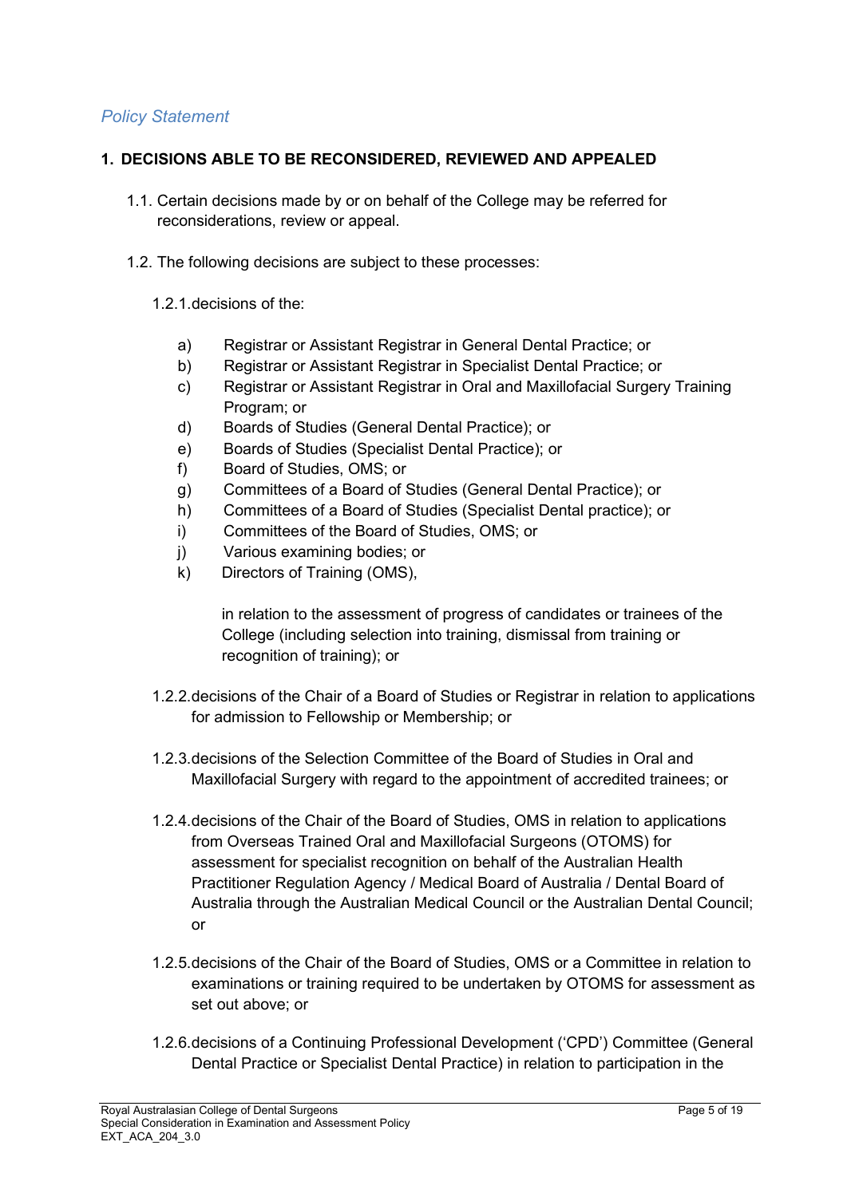*Policy Statement*

## 1. DECISIONS ABLE TO BE RECONSIDERED, REVIEWED AND APPEALED

1.1. Certain decisions made by or on behalf of the College may be referred for reconsiderations, review or appeal.

1.2. The following decisions are subject to these processes:

1.2.1. decisions of the:

a) Registrar or Assistant Registrar in General Dental Practice; or
b) Registrar or Assistant Registrar in Specialist Dental Practice; or
c) Registrar or Assistant Registrar in Oral and Maxillofacial Surgery Training Program; or
d) Boards of Studies (General Dental Practice); or
e) Boards of Studies (Specialist Dental Practice); or
f) Board of Studies, OMS; or
g) Committees of a Board of Studies (General Dental Practice); or
h) Committees of a Board of Studies (Specialist Dental practice); or
i) Committees of the Board of Studies, OMS; or
j) Various examining bodies; or
k) Directors of Training (OMS),

in relation to the assessment of progress of candidates or trainees of the College (including selection into training, dismissal from training or recognition of training); or

1.2.2. decisions of the Chair of a Board of Studies or Registrar in relation to applications for admission to Fellowship or Membership; or

1.2.3. decisions of the Selection Committee of the Board of Studies in Oral and Maxillofacial Surgery with regard to the appointment of accredited trainees; or

1.2.4. decisions of the Chair of the Board of Studies, OMS in relation to applications from Overseas Trained Oral and Maxillofacial Surgeons (OTOMS) for assessment for specialist recognition on behalf of the Australian Health Practitioner Regulation Agency / Medical Board of Australia / Dental Board of Australia through the Australian Medical Council or the Australian Dental Council; or

1.2.5. decisions of the Chair of the Board of Studies, OMS or a Committee in relation to examinations or training required to be undertaken by OTOMS for assessment as set out above; or

1.2.6. decisions of a Continuing Professional Development ('CPD') Committee (General Dental Practice or Specialist Dental Practice) in relation to participation in the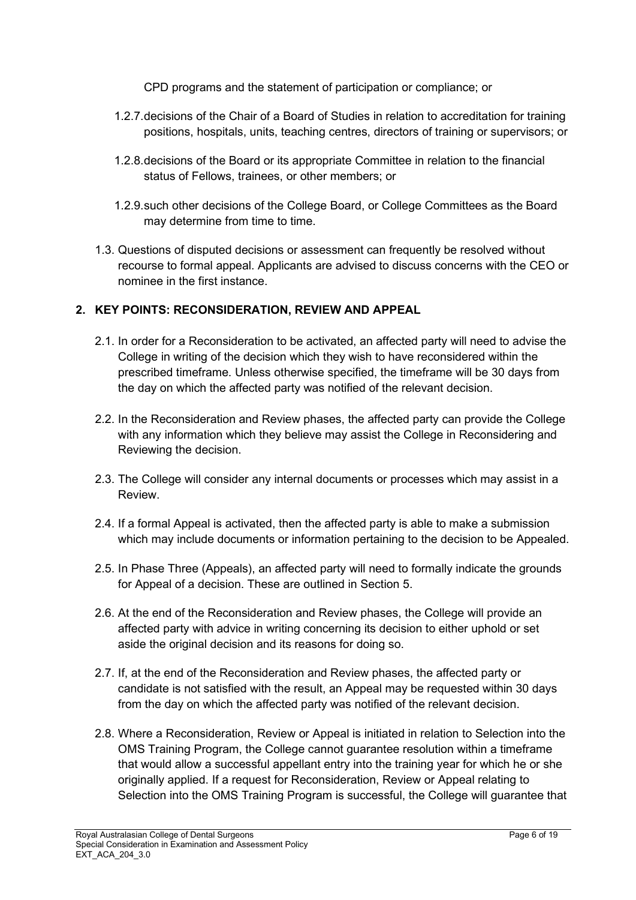CPD programs and the statement of participation or compliance; or

1.2.7. decisions of the Chair of a Board of Studies in relation to accreditation for training positions, hospitals, units, teaching centres, directors of training or supervisors; or

1.2.8. decisions of the Board or its appropriate Committee in relation to the financial status of Fellows, trainees, or other members; or

1.2.9. such other decisions of the College Board, or College Committees as the Board may determine from time to time.

1.3. Questions of disputed decisions or assessment can frequently be resolved without recourse to formal appeal. Applicants are advised to discuss concerns with the CEO or nominee in the first instance.

## 2. KEY POINTS: RECONSIDERATION, REVIEW AND APPEAL

2.1. In order for a Reconsideration to be activated, an affected party will need to advise the College in writing of the decision which they wish to have reconsidered within the prescribed timeframe. Unless otherwise specified, the timeframe will be 30 days from the day on which the affected party was notified of the relevant decision.

2.2. In the Reconsideration and Review phases, the affected party can provide the College with any information which they believe may assist the College in Reconsidering and Reviewing the decision.

2.3. The College will consider any internal documents or processes which may assist in a Review.

2.4. If a formal Appeal is activated, then the affected party is able to make a submission which may include documents or information pertaining to the decision to be Appealed.

2.5. In Phase Three (Appeals), an affected party will need to formally indicate the grounds for Appeal of a decision. These are outlined in Section 5.

2.6. At the end of the Reconsideration and Review phases, the College will provide an affected party with advice in writing concerning its decision to either uphold or set aside the original decision and its reasons for doing so.

2.7. If, at the end of the Reconsideration and Review phases, the affected party or candidate is not satisfied with the result, an Appeal may be requested within 30 days from the day on which the affected party was notified of the relevant decision.

2.8. Where a Reconsideration, Review or Appeal is initiated in relation to Selection into the OMS Training Program, the College cannot guarantee resolution within a timeframe that would allow a successful appellant entry into the training year for which he or she originally applied. If a request for Reconsideration, Review or Appeal relating to Selection into the OMS Training Program is successful, the College will guarantee that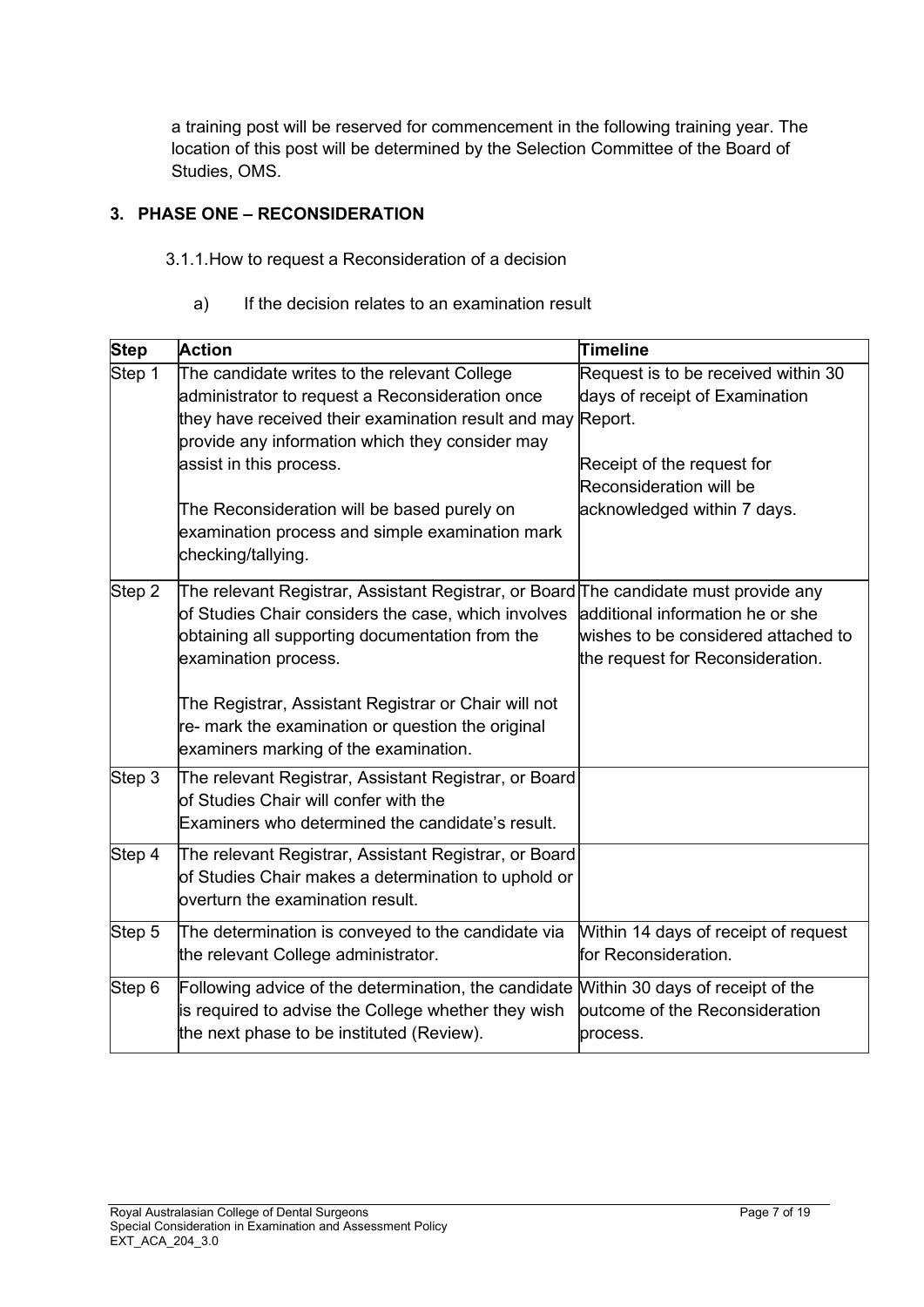a training post will be reserved for commencement in the following training year. The location of this post will be determined by the Selection Committee of the Board of Studies, OMS.

## 3. PHASE ONE – RECONSIDERATION

3.1.1. How to request a Reconsideration of a decision

a) If the decision relates to an examination result

| Step | Action | Timeline |
| --- | --- | --- |
| Step 1 | The candidate writes to the relevant College administrator to request a Reconsideration once they have received their examination result and may provide any information which they consider may assist in this process.<br><br>The Reconsideration will be based purely on examination process and simple examination mark checking/tallying. | Request is to be received within 30 days of receipt of Examination Report.<br><br>Receipt of the request for Reconsideration will be acknowledged within 7 days. |
| Step 2 | The relevant Registrar, Assistant Registrar, or Board of Studies Chair considers the case, which involves obtaining all supporting documentation from the examination process.<br><br>The Registrar, Assistant Registrar or Chair will not re- mark the examination or question the original examiners marking of the examination. | The candidate must provide any additional information he or she wishes to be considered attached to the request for Reconsideration. |
| Step 3 | The relevant Registrar, Assistant Registrar, or Board of Studies Chair will confer with the Examiners who determined the candidate's result. | |
| Step 4 | The relevant Registrar, Assistant Registrar, or Board of Studies Chair makes a determination to uphold or overturn the examination result. | |
| Step 5 | The determination is conveyed to the candidate via the relevant College administrator. | Within 14 days of receipt of request for Reconsideration. |
| Step 6 | Following advice of the determination, the candidate is required to advise the College whether they wish the next phase to be instituted (Review). | Within 30 days of receipt of the outcome of the Reconsideration process. |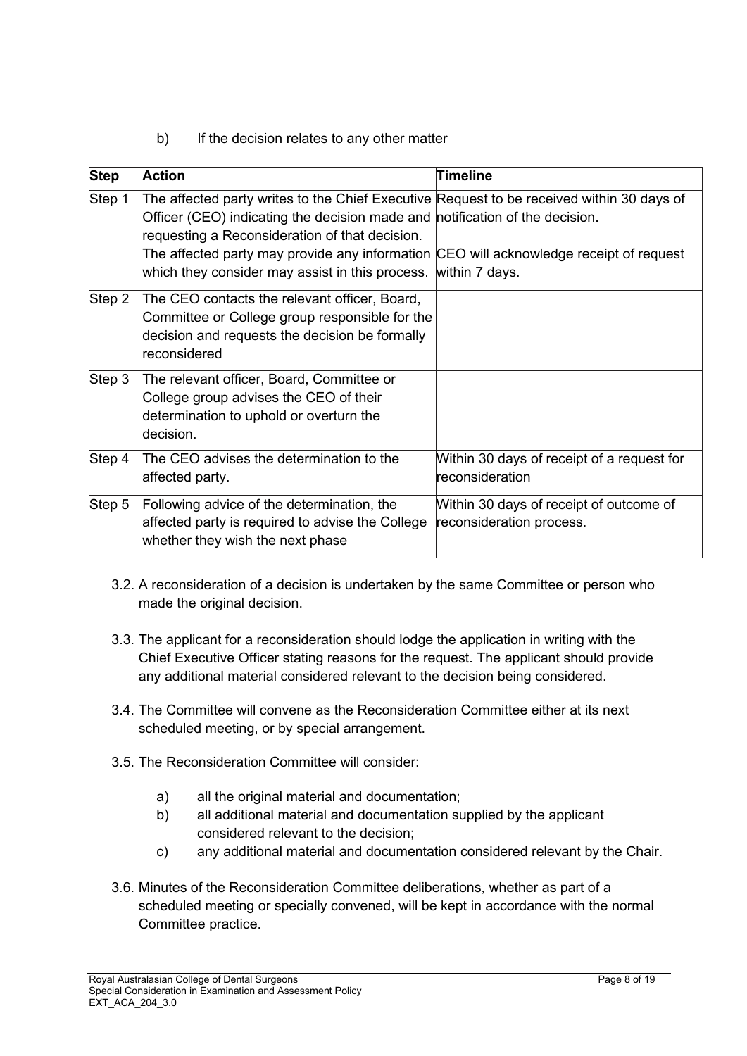b) If the decision relates to any other matter

| Step | Action | Timeline |
| --- | --- | --- |
| Step 1 | The affected party writes to the Chief Executive Officer (CEO) indicating the decision made and requesting a Reconsideration of that decision. The affected party may provide any information which they consider may assist in this process. | Request to be received within 30 days of notification of the decision. CEO will acknowledge receipt of request within 7 days. |
| Step 2 | The CEO contacts the relevant officer, Board, Committee or College group responsible for the decision and requests the decision be formally reconsidered | |
| Step 3 | The relevant officer, Board, Committee or College group advises the CEO of their determination to uphold or overturn the decision. | |
| Step 4 | The CEO advises the determination to the affected party. | Within 30 days of receipt of a request for reconsideration |
| Step 5 | Following advice of the determination, the affected party is required to advise the College whether they wish the next phase | Within 30 days of receipt of outcome of reconsideration process. |

3.2. A reconsideration of a decision is undertaken by the same Committee or person who made the original decision.

3.3. The applicant for a reconsideration should lodge the application in writing with the Chief Executive Officer stating reasons for the request. The applicant should provide any additional material considered relevant to the decision being considered.

3.4. The Committee will convene as the Reconsideration Committee either at its next scheduled meeting, or by special arrangement.

3.5. The Reconsideration Committee will consider:

a) all the original material and documentation;

b) all additional material and documentation supplied by the applicant considered relevant to the decision;

c) any additional material and documentation considered relevant by the Chair.

3.6. Minutes of the Reconsideration Committee deliberations, whether as part of a scheduled meeting or specially convened, will be kept in accordance with the normal Committee practice.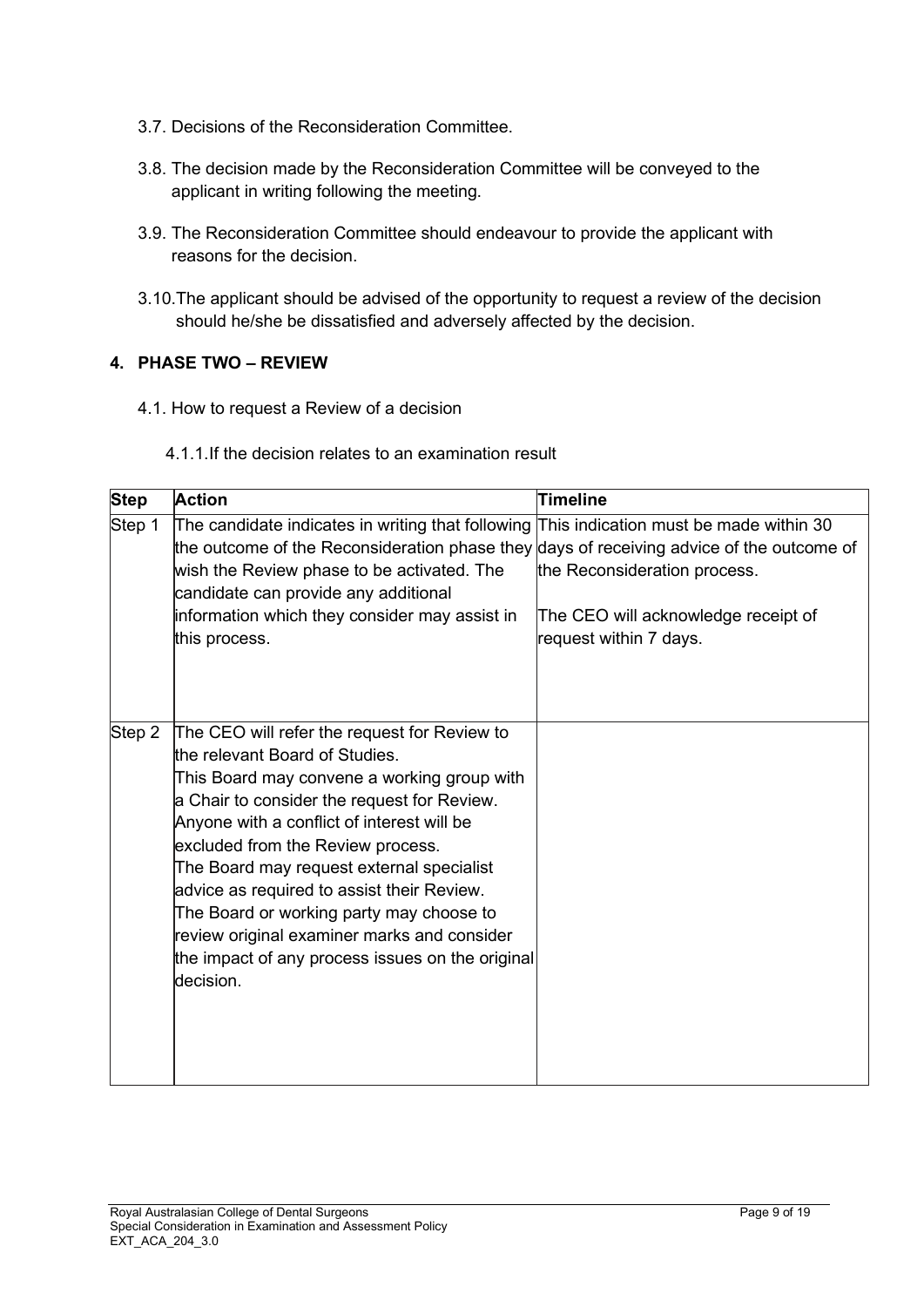3.7. Decisions of the Reconsideration Committee.

3.8. The decision made by the Reconsideration Committee will be conveyed to the applicant in writing following the meeting.

3.9. The Reconsideration Committee should endeavour to provide the applicant with reasons for the decision.

3.10. The applicant should be advised of the opportunity to request a review of the decision should he/she be dissatisfied and adversely affected by the decision.

## 4. PHASE TWO – REVIEW

4.1. How to request a Review of a decision

4.1.1. If the decision relates to an examination result

| Step | Action | Timeline |
|---|---|---|
| Step 1 | The candidate indicates in writing that following the outcome of the Reconsideration phase they wish the Review phase to be activated. The candidate can provide any additional information which they consider may assist in this process. | This indication must be made within 30 days of receiving advice of the outcome of the Reconsideration process.<br><br>The CEO will acknowledge receipt of request within 7 days. |
| Step 2 | The CEO will refer the request for Review to the relevant Board of Studies.<br>This Board may convene a working group with a Chair to consider the request for Review.<br>Anyone with a conflict of interest will be excluded from the Review process.<br>The Board may request external specialist advice as required to assist their Review.<br>The Board or working party may choose to review original examiner marks and consider the impact of any process issues on the original decision. | |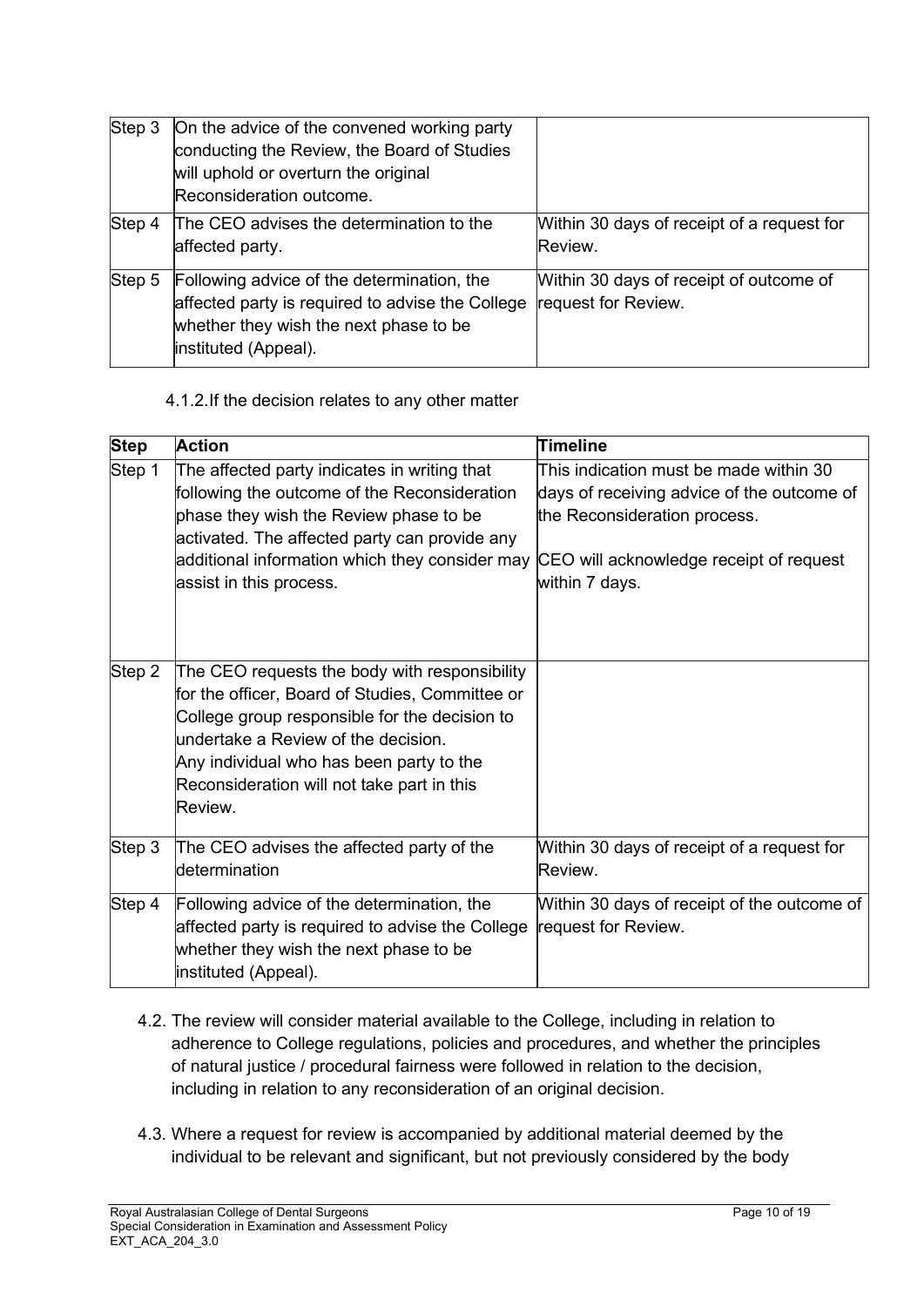| Step | Action | Timeline |
|---|---|---|
| Step 3 | On the advice of the convened working party conducting the Review, the Board of Studies will uphold or overturn the original Reconsideration outcome. | |
| Step 4 | The CEO advises the determination to the affected party. | Within 30 days of receipt of a request for Review. |
| Step 5 | Following advice of the determination, the affected party is required to advise the College whether they wish the next phase to be instituted (Appeal). | Within 30 days of receipt of outcome of request for Review. |

4.1.2. If the decision relates to any other matter

| Step | Action | Timeline |
|---|---|---|
| Step 1 | The affected party indicates in writing that following the outcome of the Reconsideration phase they wish the Review phase to be activated. The affected party can provide any additional information which they consider may assist in this process. | This indication must be made within 30 days of receiving advice of the outcome of the Reconsideration process. CEO will acknowledge receipt of request within 7 days. |
| Step 2 | The CEO requests the body with responsibility for the officer, Board of Studies, Committee or College group responsible for the decision to undertake a Review of the decision. Any individual who has been party to the Reconsideration will not take part in this Review. | |
| Step 3 | The CEO advises the affected party of the determination | Within 30 days of receipt of a request for Review. |
| Step 4 | Following advice of the determination, the affected party is required to advise the College whether they wish the next phase to be instituted (Appeal). | Within 30 days of receipt of the outcome of request for Review. |

4.2. The review will consider material available to the College, including in relation to adherence to College regulations, policies and procedures, and whether the principles of natural justice / procedural fairness were followed in relation to the decision, including in relation to any reconsideration of an original decision.

4.3. Where a request for review is accompanied by additional material deemed by the individual to be relevant and significant, but not previously considered by the body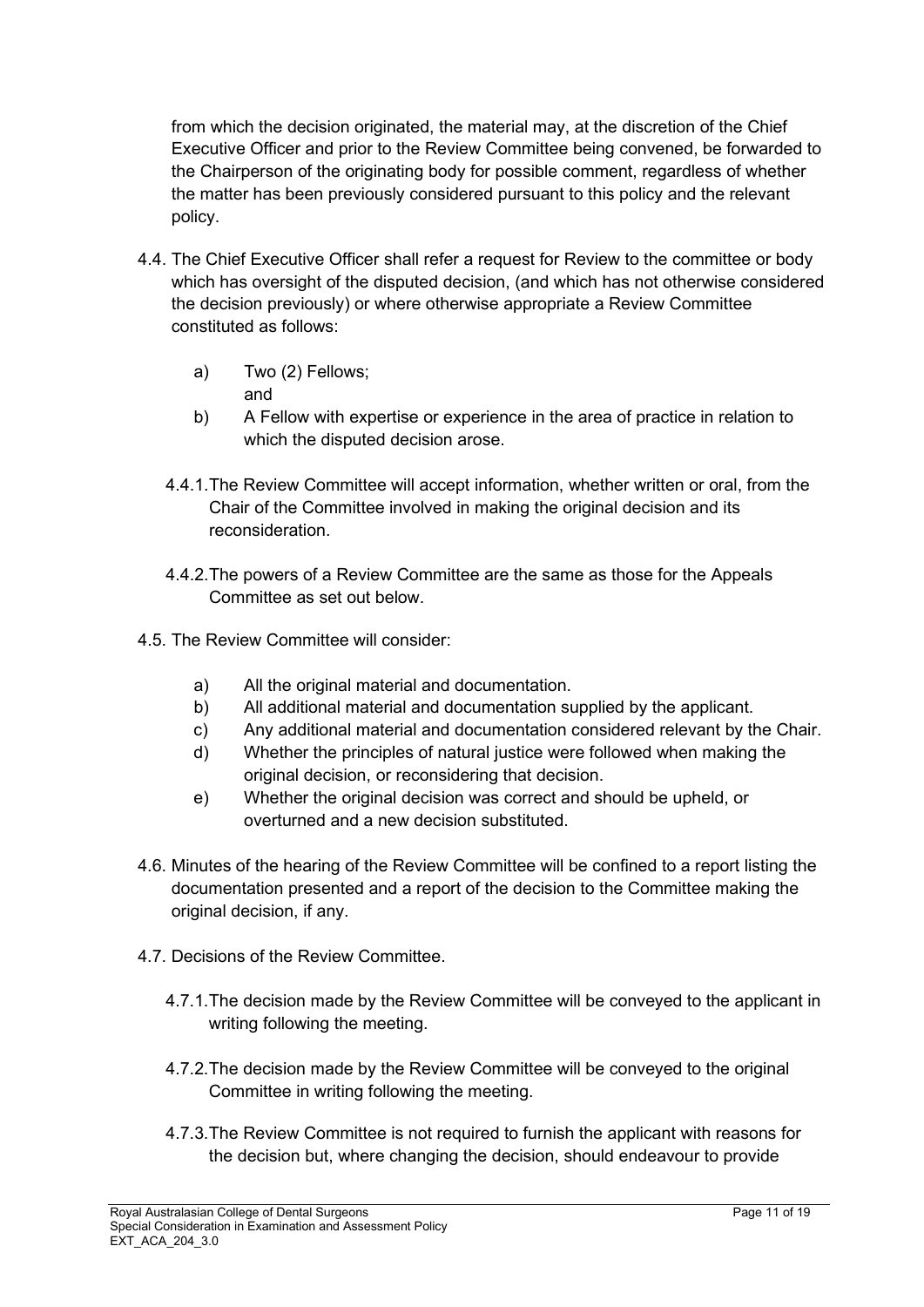from which the decision originated, the material may, at the discretion of the Chief Executive Officer and prior to the Review Committee being convened, be forwarded to the Chairperson of the originating body for possible comment, regardless of whether the matter has been previously considered pursuant to this policy and the relevant policy.

4.4. The Chief Executive Officer shall refer a request for Review to the committee or body which has oversight of the disputed decision, (and which has not otherwise considered the decision previously) or where otherwise appropriate a Review Committee constituted as follows:

   a) Two (2) Fellows;
      and
   b) A Fellow with expertise or experience in the area of practice in relation to which the disputed decision arose.

   4.4.1. The Review Committee will accept information, whether written or oral, from the Chair of the Committee involved in making the original decision and its reconsideration.

   4.4.2. The powers of a Review Committee are the same as those for the Appeals Committee as set out below.

4.5. The Review Committee will consider:

   a) All the original material and documentation.
   b) All additional material and documentation supplied by the applicant.
   c) Any additional material and documentation considered relevant by the Chair.
   d) Whether the principles of natural justice were followed when making the original decision, or reconsidering that decision.
   e) Whether the original decision was correct and should be upheld, or overturned and a new decision substituted.

4.6. Minutes of the hearing of the Review Committee will be confined to a report listing the documentation presented and a report of the decision to the Committee making the original decision, if any.

4.7. Decisions of the Review Committee.

   4.7.1. The decision made by the Review Committee will be conveyed to the applicant in writing following the meeting.

   4.7.2. The decision made by the Review Committee will be conveyed to the original Committee in writing following the meeting.

   4.7.3. The Review Committee is not required to furnish the applicant with reasons for the decision but, where changing the decision, should endeavour to provide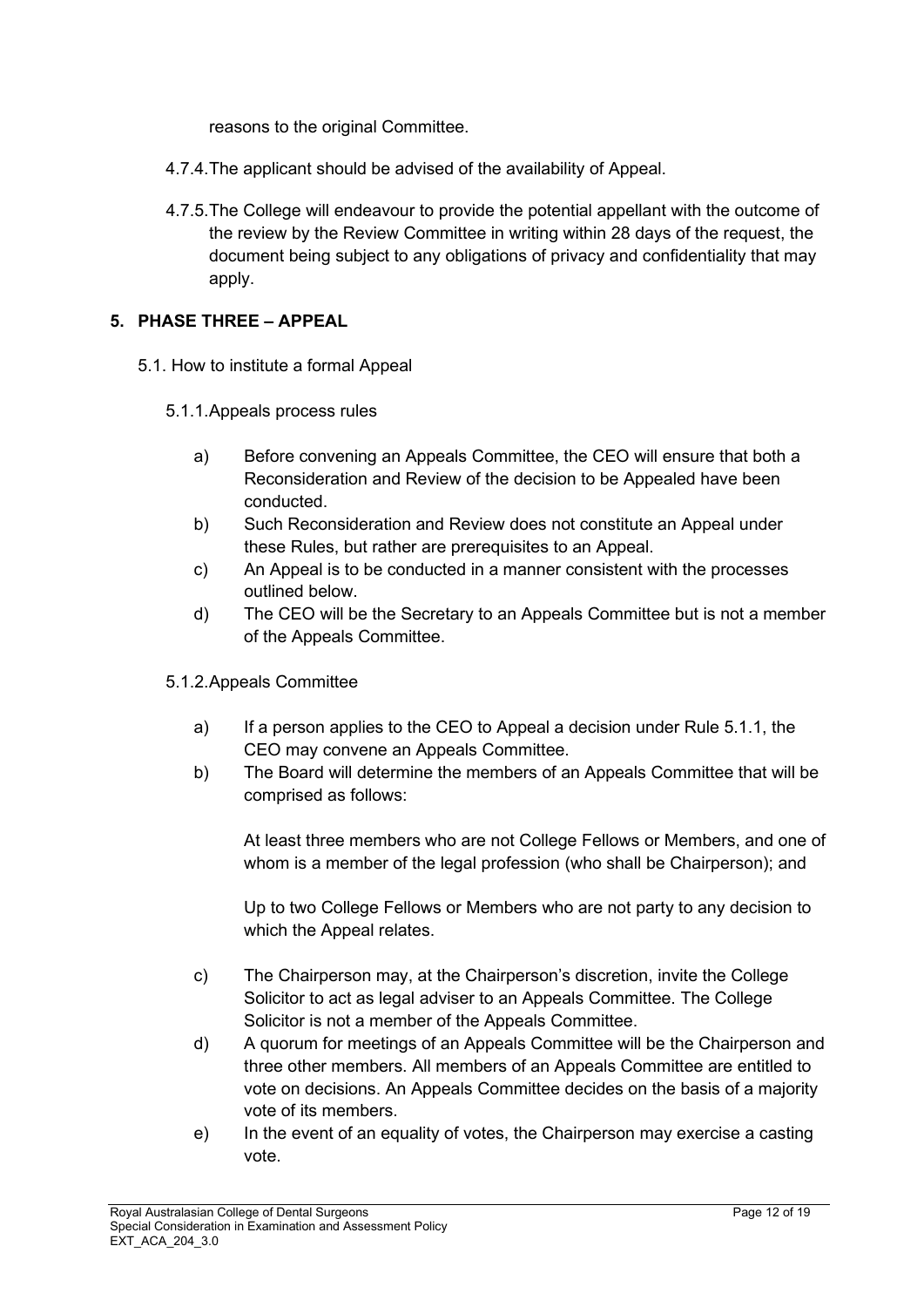reasons to the original Committee.

4.7.4. The applicant should be advised of the availability of Appeal.

4.7.5. The College will endeavour to provide the potential appellant with the outcome of the review by the Review Committee in writing within 28 days of the request, the document being subject to any obligations of privacy and confidentiality that may apply.

## 5. PHASE THREE – APPEAL

5.1. How to institute a formal Appeal

5.1.1. Appeals process rules

a) Before convening an Appeals Committee, the CEO will ensure that both a Reconsideration and Review of the decision to be Appealed have been conducted.

b) Such Reconsideration and Review does not constitute an Appeal under these Rules, but rather are prerequisites to an Appeal.

c) An Appeal is to be conducted in a manner consistent with the processes outlined below.

d) The CEO will be the Secretary to an Appeals Committee but is not a member of the Appeals Committee.

5.1.2. Appeals Committee

a) If a person applies to the CEO to Appeal a decision under Rule 5.1.1, the CEO may convene an Appeals Committee.

b) The Board will determine the members of an Appeals Committee that will be comprised as follows:

At least three members who are not College Fellows or Members, and one of whom is a member of the legal profession (who shall be Chairperson); and

Up to two College Fellows or Members who are not party to any decision to which the Appeal relates.

c) The Chairperson may, at the Chairperson's discretion, invite the College Solicitor to act as legal adviser to an Appeals Committee. The College Solicitor is not a member of the Appeals Committee.

d) A quorum for meetings of an Appeals Committee will be the Chairperson and three other members. All members of an Appeals Committee are entitled to vote on decisions. An Appeals Committee decides on the basis of a majority vote of its members.

e) In the event of an equality of votes, the Chairperson may exercise a casting vote.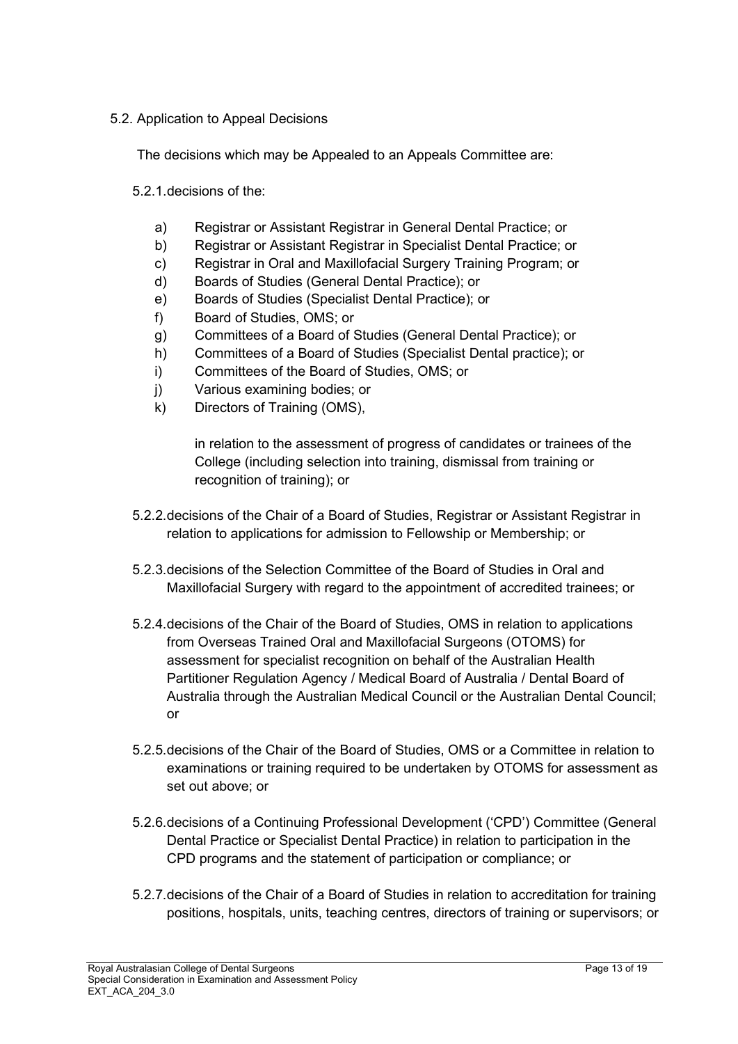## 5.2. Application to Appeal Decisions

The decisions which may be Appealed to an Appeals Committee are:

5.2.1. decisions of the:

a) Registrar or Assistant Registrar in General Dental Practice; or
b) Registrar or Assistant Registrar in Specialist Dental Practice; or
c) Registrar in Oral and Maxillofacial Surgery Training Program; or
d) Boards of Studies (General Dental Practice); or
e) Boards of Studies (Specialist Dental Practice); or
f) Board of Studies, OMS; or
g) Committees of a Board of Studies (General Dental Practice); or
h) Committees of a Board of Studies (Specialist Dental practice); or
i) Committees of the Board of Studies, OMS; or
j) Various examining bodies; or
k) Directors of Training (OMS),

in relation to the assessment of progress of candidates or trainees of the College (including selection into training, dismissal from training or recognition of training); or

5.2.2. decisions of the Chair of a Board of Studies, Registrar or Assistant Registrar in relation to applications for admission to Fellowship or Membership; or

5.2.3. decisions of the Selection Committee of the Board of Studies in Oral and Maxillofacial Surgery with regard to the appointment of accredited trainees; or

5.2.4. decisions of the Chair of the Board of Studies, OMS in relation to applications from Overseas Trained Oral and Maxillofacial Surgeons (OTOMS) for assessment for specialist recognition on behalf of the Australian Health Partitioner Regulation Agency / Medical Board of Australia / Dental Board of Australia through the Australian Medical Council or the Australian Dental Council; or

5.2.5. decisions of the Chair of the Board of Studies, OMS or a Committee in relation to examinations or training required to be undertaken by OTOMS for assessment as set out above; or

5.2.6. decisions of a Continuing Professional Development ('CPD') Committee (General Dental Practice or Specialist Dental Practice) in relation to participation in the CPD programs and the statement of participation or compliance; or

5.2.7. decisions of the Chair of a Board of Studies in relation to accreditation for training positions, hospitals, units, teaching centres, directors of training or supervisors; or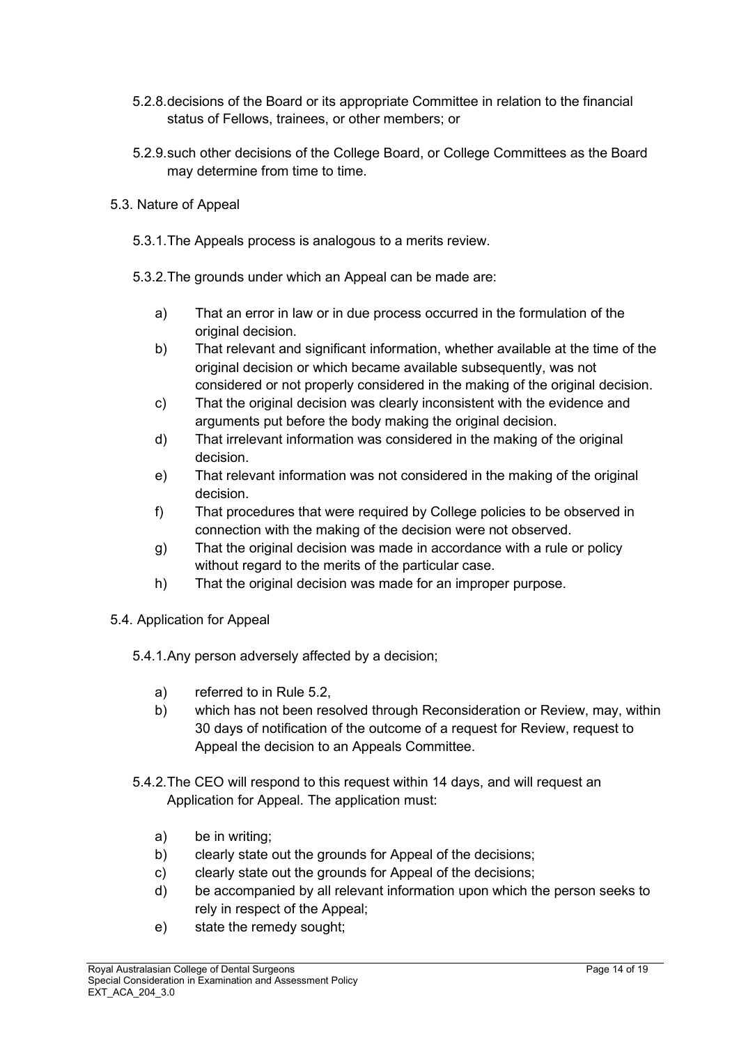5.2.8. decisions of the Board or its appropriate Committee in relation to the financial status of Fellows, trainees, or other members; or

5.2.9. such other decisions of the College Board, or College Committees as the Board may determine from time to time.

5.3. Nature of Appeal

5.3.1. The Appeals process is analogous to a merits review.

5.3.2. The grounds under which an Appeal can be made are:

a) That an error in law or in due process occurred in the formulation of the original decision.
b) That relevant and significant information, whether available at the time of the original decision or which became available subsequently, was not considered or not properly considered in the making of the original decision.
c) That the original decision was clearly inconsistent with the evidence and arguments put before the body making the original decision.
d) That irrelevant information was considered in the making of the original decision.
e) That relevant information was not considered in the making of the original decision.
f) That procedures that were required by College policies to be observed in connection with the making of the decision were not observed.
g) That the original decision was made in accordance with a rule or policy without regard to the merits of the particular case.
h) That the original decision was made for an improper purpose.

5.4. Application for Appeal

5.4.1. Any person adversely affected by a decision;

a) referred to in Rule 5.2,
b) which has not been resolved through Reconsideration or Review, may, within 30 days of notification of the outcome of a request for Review, request to Appeal the decision to an Appeals Committee.

5.4.2. The CEO will respond to this request within 14 days, and will request an Application for Appeal. The application must:

a) be in writing;
b) clearly state out the grounds for Appeal of the decisions;
c) clearly state out the grounds for Appeal of the decisions;
d) be accompanied by all relevant information upon which the person seeks to rely in respect of the Appeal;
e) state the remedy sought;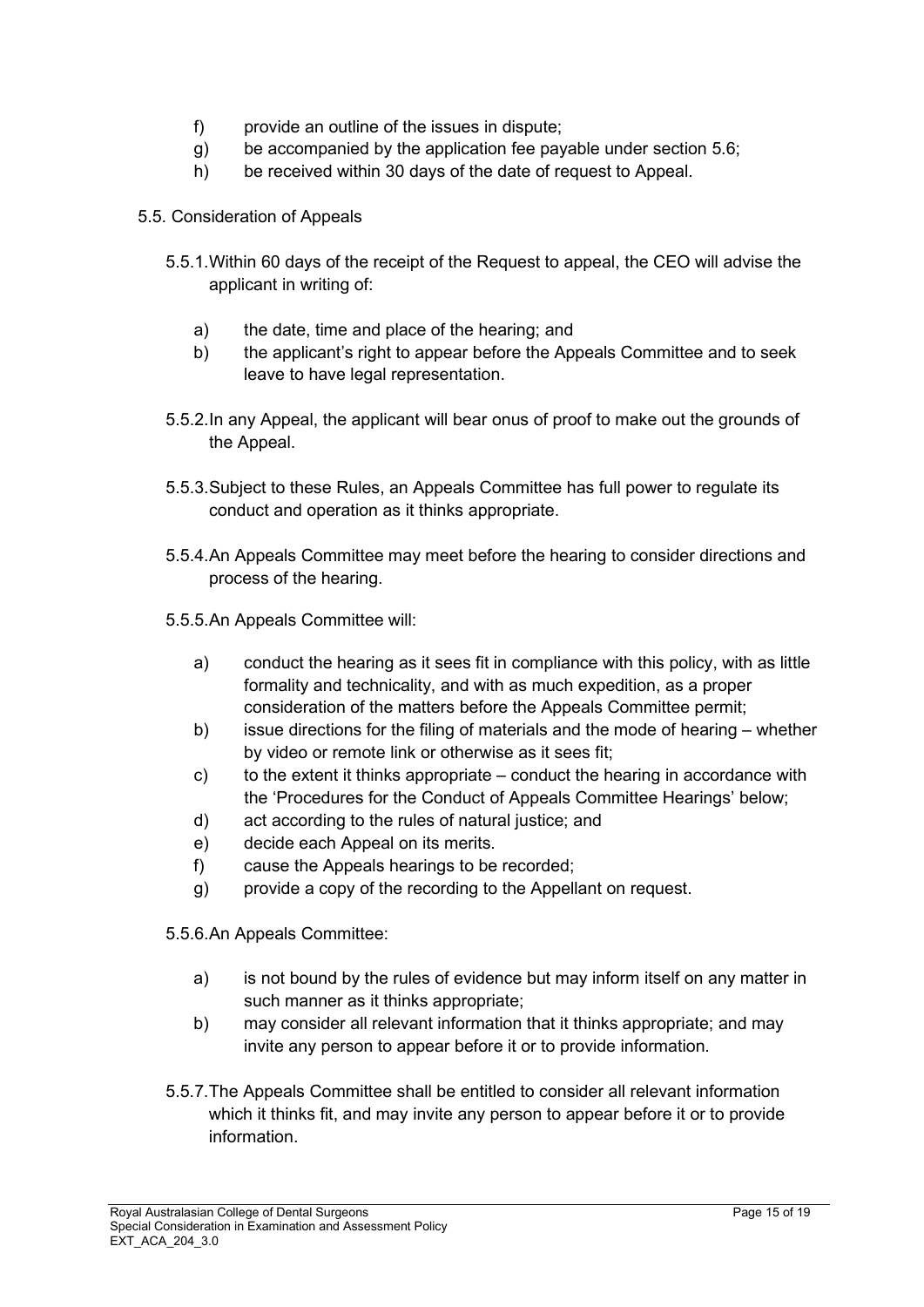f) provide an outline of the issues in dispute;
g) be accompanied by the application fee payable under section 5.6;
h) be received within 30 days of the date of request to Appeal.

5.5. Consideration of Appeals

5.5.1. Within 60 days of the receipt of the Request to appeal, the CEO will advise the applicant in writing of:

a) the date, time and place of the hearing; and
b) the applicant's right to appear before the Appeals Committee and to seek leave to have legal representation.

5.5.2. In any Appeal, the applicant will bear onus of proof to make out the grounds of the Appeal.

5.5.3. Subject to these Rules, an Appeals Committee has full power to regulate its conduct and operation as it thinks appropriate.

5.5.4. An Appeals Committee may meet before the hearing to consider directions and process of the hearing.

5.5.5. An Appeals Committee will:

a) conduct the hearing as it sees fit in compliance with this policy, with as little formality and technicality, and with as much expedition, as a proper consideration of the matters before the Appeals Committee permit;
b) issue directions for the filing of materials and the mode of hearing – whether by video or remote link or otherwise as it sees fit;
c) to the extent it thinks appropriate – conduct the hearing in accordance with the 'Procedures for the Conduct of Appeals Committee Hearings' below;
d) act according to the rules of natural justice; and
e) decide each Appeal on its merits.
f) cause the Appeals hearings to be recorded;
g) provide a copy of the recording to the Appellant on request.

5.5.6. An Appeals Committee:

a) is not bound by the rules of evidence but may inform itself on any matter in such manner as it thinks appropriate;
b) may consider all relevant information that it thinks appropriate; and may invite any person to appear before it or to provide information.

5.5.7. The Appeals Committee shall be entitled to consider all relevant information which it thinks fit, and may invite any person to appear before it or to provide information.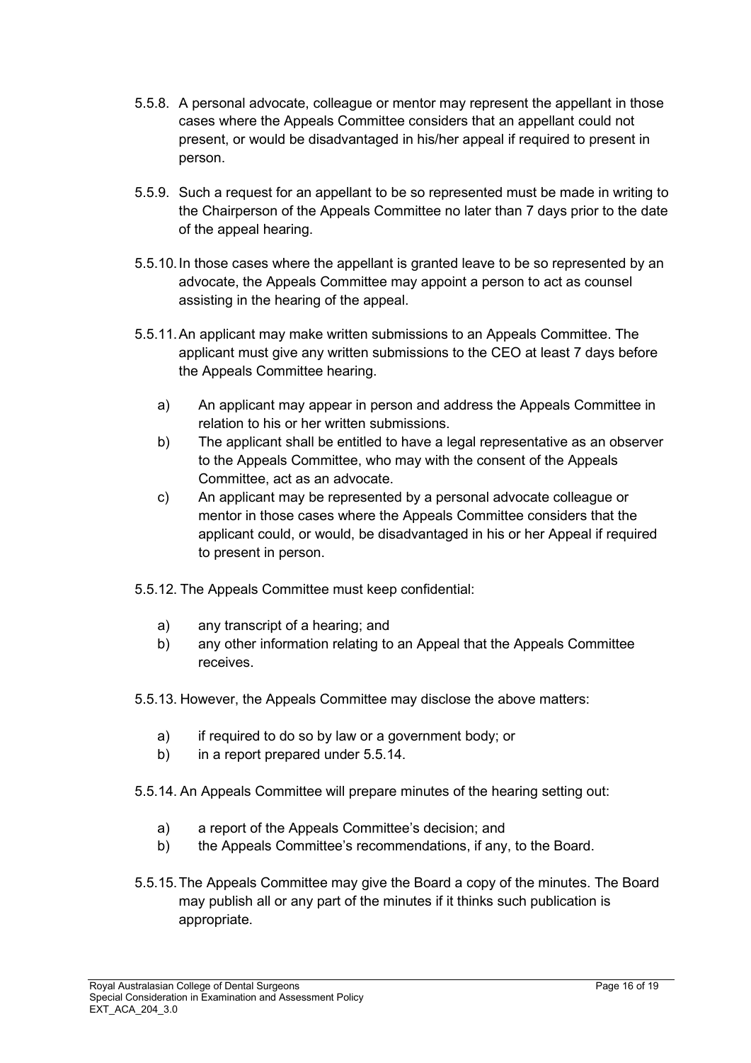5.5.8. A personal advocate, colleague or mentor may represent the appellant in those cases where the Appeals Committee considers that an appellant could not present, or would be disadvantaged in his/her appeal if required to present in person.

5.5.9. Such a request for an appellant to be so represented must be made in writing to the Chairperson of the Appeals Committee no later than 7 days prior to the date of the appeal hearing.

5.5.10. In those cases where the appellant is granted leave to be so represented by an advocate, the Appeals Committee may appoint a person to act as counsel assisting in the hearing of the appeal.

5.5.11. An applicant may make written submissions to an Appeals Committee. The applicant must give any written submissions to the CEO at least 7 days before the Appeals Committee hearing.

- a) An applicant may appear in person and address the Appeals Committee in relation to his or her written submissions.
- b) The applicant shall be entitled to have a legal representative as an observer to the Appeals Committee, who may with the consent of the Appeals Committee, act as an advocate.
- c) An applicant may be represented by a personal advocate colleague or mentor in those cases where the Appeals Committee considers that the applicant could, or would, be disadvantaged in his or her Appeal if required to present in person.

5.5.12. The Appeals Committee must keep confidential:

- a) any transcript of a hearing; and
- b) any other information relating to an Appeal that the Appeals Committee receives.

5.5.13. However, the Appeals Committee may disclose the above matters:

- a) if required to do so by law or a government body; or
- b) in a report prepared under 5.5.14.

5.5.14. An Appeals Committee will prepare minutes of the hearing setting out:

- a) a report of the Appeals Committee's decision; and
- b) the Appeals Committee's recommendations, if any, to the Board.

5.5.15. The Appeals Committee may give the Board a copy of the minutes. The Board may publish all or any part of the minutes if it thinks such publication is appropriate.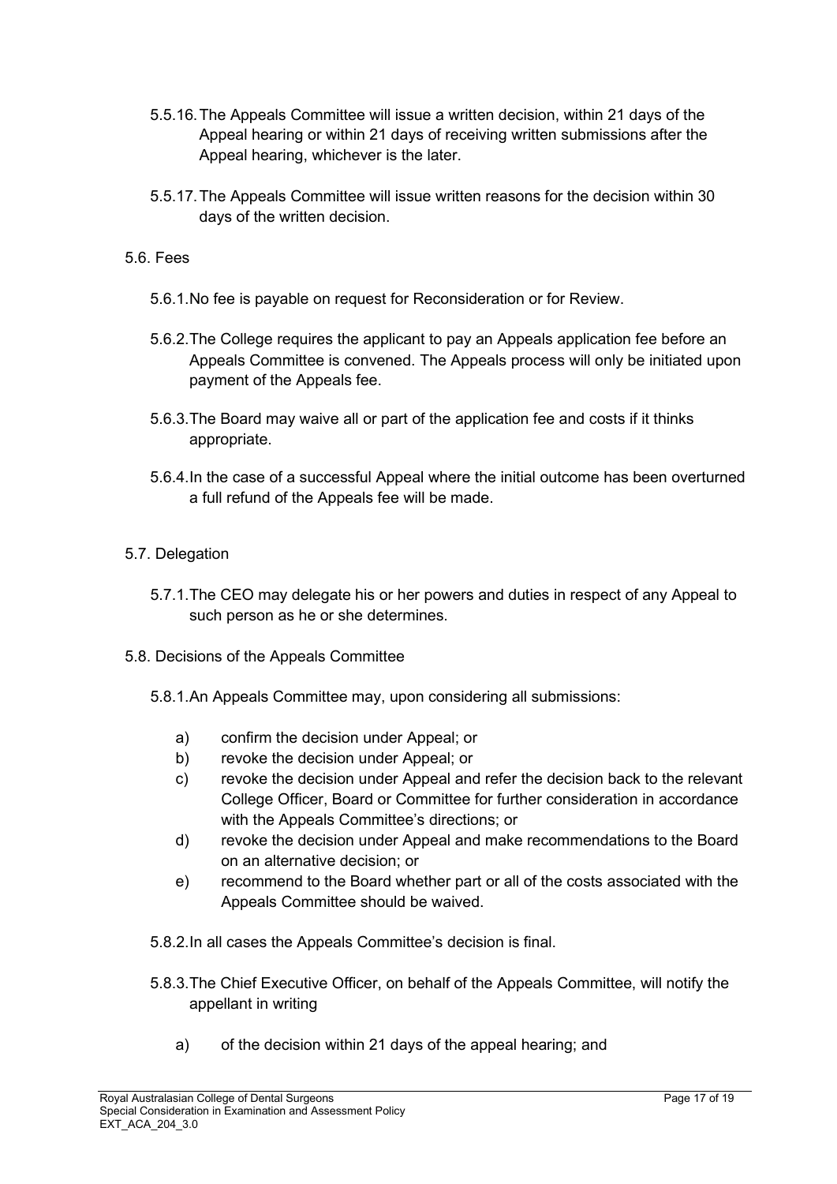5.5.16. The Appeals Committee will issue a written decision, within 21 days of the Appeal hearing or within 21 days of receiving written submissions after the Appeal hearing, whichever is the later.

5.5.17. The Appeals Committee will issue written reasons for the decision within 30 days of the written decision.

5.6. Fees

5.6.1. No fee is payable on request for Reconsideration or for Review.

5.6.2. The College requires the applicant to pay an Appeals application fee before an Appeals Committee is convened. The Appeals process will only be initiated upon payment of the Appeals fee.

5.6.3. The Board may waive all or part of the application fee and costs if it thinks appropriate.

5.6.4. In the case of a successful Appeal where the initial outcome has been overturned a full refund of the Appeals fee will be made.

5.7. Delegation

5.7.1. The CEO may delegate his or her powers and duties in respect of any Appeal to such person as he or she determines.

5.8. Decisions of the Appeals Committee

5.8.1. An Appeals Committee may, upon considering all submissions:

a) confirm the decision under Appeal; or
b) revoke the decision under Appeal; or
c) revoke the decision under Appeal and refer the decision back to the relevant College Officer, Board or Committee for further consideration in accordance with the Appeals Committee's directions; or
d) revoke the decision under Appeal and make recommendations to the Board on an alternative decision; or
e) recommend to the Board whether part or all of the costs associated with the Appeals Committee should be waived.

5.8.2. In all cases the Appeals Committee's decision is final.

5.8.3. The Chief Executive Officer, on behalf of the Appeals Committee, will notify the appellant in writing

a) of the decision within 21 days of the appeal hearing; and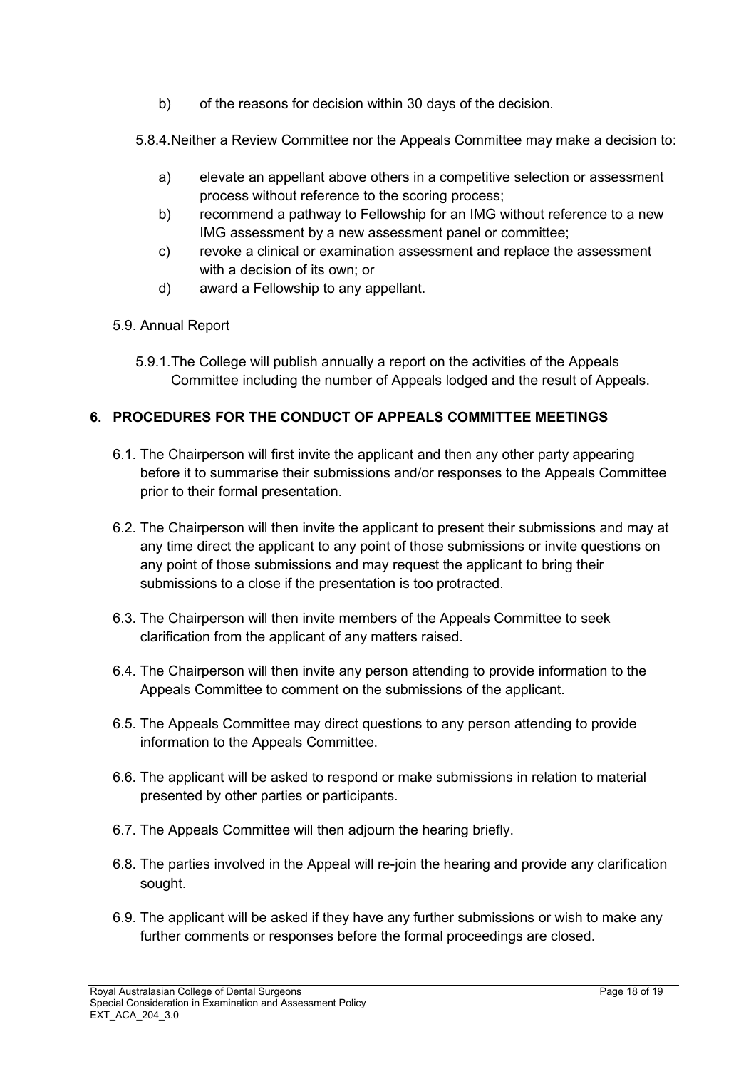b) of the reasons for decision within 30 days of the decision.

5.8.4. Neither a Review Committee nor the Appeals Committee may make a decision to:

a) elevate an appellant above others in a competitive selection or assessment process without reference to the scoring process;
b) recommend a pathway to Fellowship for an IMG without reference to a new IMG assessment by a new assessment panel or committee;
c) revoke a clinical or examination assessment and replace the assessment with a decision of its own; or
d) award a Fellowship to any appellant.

5.9. Annual Report

5.9.1. The College will publish annually a report on the activities of the Appeals Committee including the number of Appeals lodged and the result of Appeals.

## 6. PROCEDURES FOR THE CONDUCT OF APPEALS COMMITTEE MEETINGS

6.1. The Chairperson will first invite the applicant and then any other party appearing before it to summarise their submissions and/or responses to the Appeals Committee prior to their formal presentation.

6.2. The Chairperson will then invite the applicant to present their submissions and may at any time direct the applicant to any point of those submissions or invite questions on any point of those submissions and may request the applicant to bring their submissions to a close if the presentation is too protracted.

6.3. The Chairperson will then invite members of the Appeals Committee to seek clarification from the applicant of any matters raised.

6.4. The Chairperson will then invite any person attending to provide information to the Appeals Committee to comment on the submissions of the applicant.

6.5. The Appeals Committee may direct questions to any person attending to provide information to the Appeals Committee.

6.6. The applicant will be asked to respond or make submissions in relation to material presented by other parties or participants.

6.7. The Appeals Committee will then adjourn the hearing briefly.

6.8. The parties involved in the Appeal will re-join the hearing and provide any clarification sought.

6.9. The applicant will be asked if they have any further submissions or wish to make any further comments or responses before the formal proceedings are closed.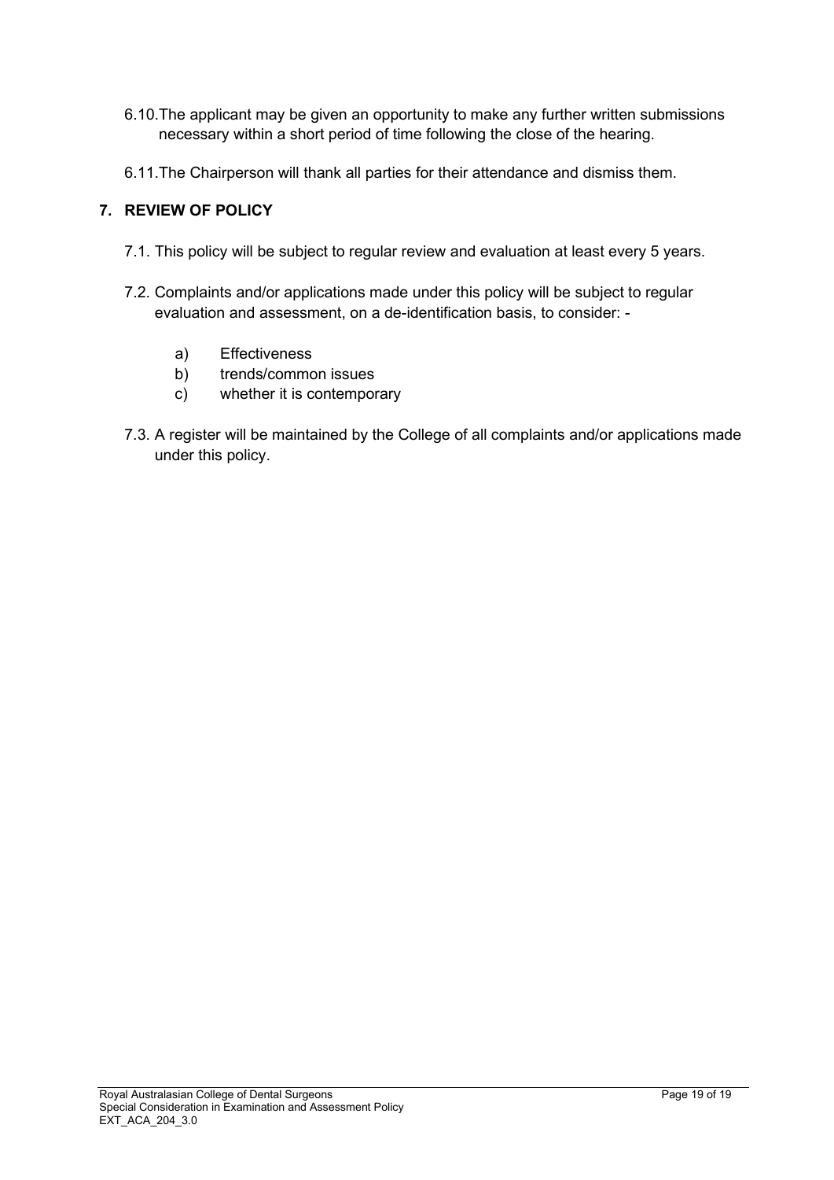6.10. The applicant may be given an opportunity to make any further written submissions necessary within a short period of time following the close of the hearing.

6.11. The Chairperson will thank all parties for their attendance and dismiss them.

## 7. REVIEW OF POLICY

7.1. This policy will be subject to regular review and evaluation at least every 5 years.

7.2. Complaints and/or applications made under this policy will be subject to regular evaluation and assessment, on a de-identification basis, to consider: -

a) Effectiveness
b) trends/common issues
c) whether it is contemporary

7.3. A register will be maintained by the College of all complaints and/or applications made under this policy.